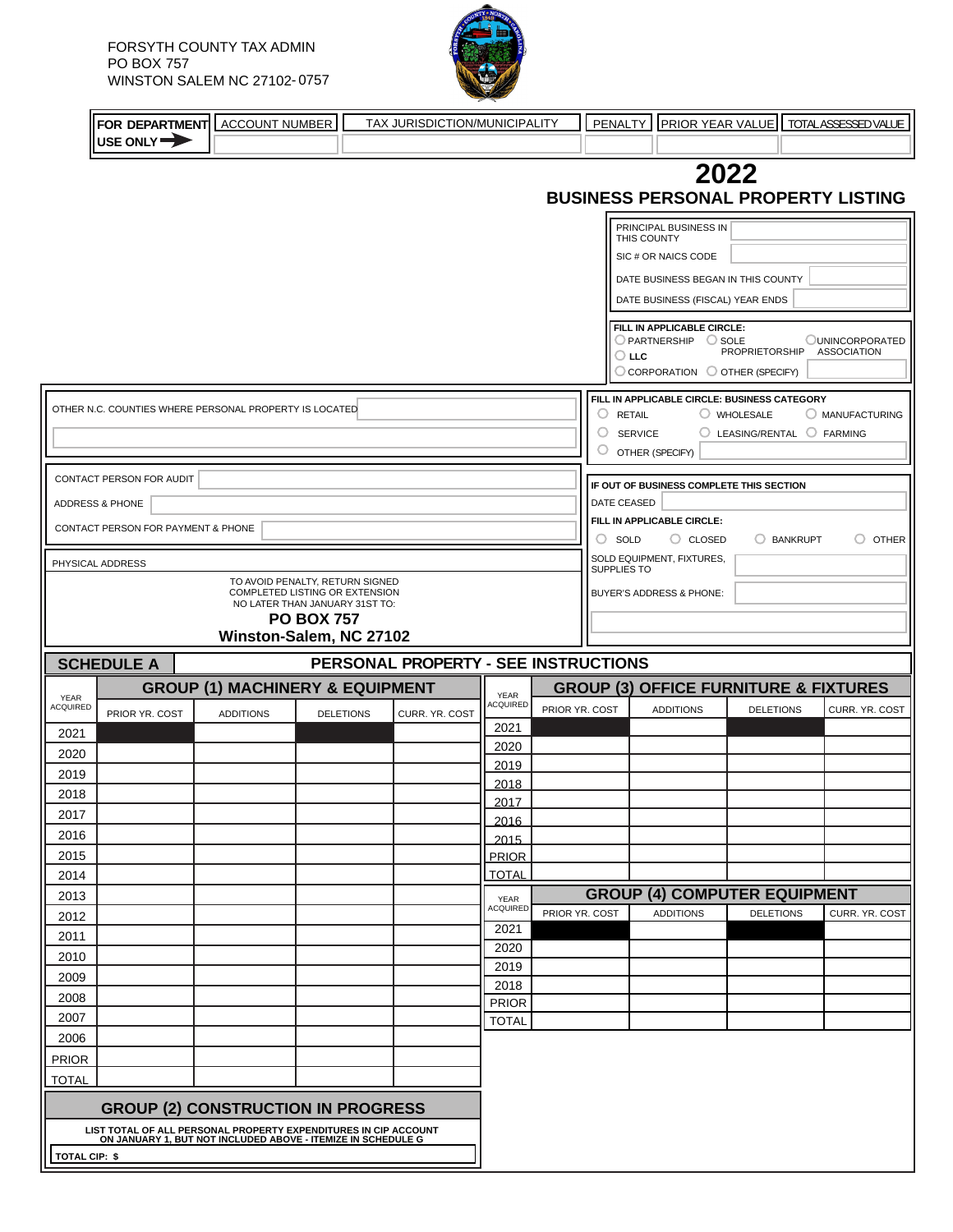FORSYTH COUNTY TAX ADMIN
PO BOX 757
WINSTON SALEM NC 27102-0757

| FOR DEPARTMENT USE ONLY ➡ | ACCOUNT NUMBER | TAX JURISDICTION/MUNICIPALITY | PENALTY | PRIOR YEAR VALUE | TOTAL ASSESSED VALUE |
|---|---|---|---|---|---|
| | | | | | |

# 2022
## BUSINESS PERSONAL PROPERTY LISTING

PRINCIPAL BUSINESS IN THIS COUNTY

SIC # OR NAICS CODE

DATE BUSINESS BEGAN IN THIS COUNTY

DATE BUSINESS (FISCAL) YEAR ENDS

**FILL IN APPLICABLE CIRCLE:**
○ PARTNERSHIP ○ SOLE PROPRIETORSHIP ○ UNINCORPORATED ASSOCIATION
○ **LLC**
○ CORPORATION ○ OTHER (SPECIFY)

OTHER N.C. COUNTIES WHERE PERSONAL PROPERTY IS LOCATED

**FILL IN APPLICABLE CIRCLE: BUSINESS CATEGORY**
○ RETAIL ○ WHOLESALE ○ MANUFACTURING
○ SERVICE ○ LEASING/RENTAL ○ FARMING
○ OTHER (SPECIFY)

CONTACT PERSON FOR AUDIT

ADDRESS & PHONE

CONTACT PERSON FOR PAYMENT & PHONE

**IF OUT OF BUSINESS COMPLETE THIS SECTION**

DATE CEASED

**FILL IN APPLICABLE CIRCLE:**
○ SOLD ○ CLOSED ○ BANKRUPT ○ OTHER

SOLD EQUIPMENT, FIXTURES, SUPPLIES TO

BUYER'S ADDRESS & PHONE:

PHYSICAL ADDRESS

TO AVOID PENALTY, RETURN SIGNED COMPLETED LISTING OR EXTENSION NO LATER THAN JANUARY 31ST TO:

**PO BOX 757**
**Winston-Salem, NC 27102**

## SCHEDULE A — PERSONAL PROPERTY - SEE INSTRUCTIONS

### GROUP (1) MACHINERY & EQUIPMENT

| YEAR ACQUIRED | PRIOR YR. COST | ADDITIONS | DELETIONS | CURR. YR. COST |
|---|---|---|---|---|
| 2021 | | | | |
| 2020 | | | | |
| 2019 | | | | |
| 2018 | | | | |
| 2017 | | | | |
| 2016 | | | | |
| 2015 | | | | |
| 2014 | | | | |
| 2013 | | | | |
| 2012 | | | | |
| 2011 | | | | |
| 2010 | | | | |
| 2009 | | | | |
| 2008 | | | | |
| 2007 | | | | |
| 2006 | | | | |
| PRIOR | | | | |
| TOTAL | | | | |

### GROUP (2) CONSTRUCTION IN PROGRESS

**LIST TOTAL OF ALL PERSONAL PROPERTY EXPENDITURES IN CIP ACCOUNT ON JANUARY 1, BUT NOT INCLUDED ABOVE - ITEMIZE IN SCHEDULE G**

**TOTAL CIP: $**

### GROUP (3) OFFICE FURNITURE & FIXTURES

| YEAR ACQUIRED | PRIOR YR. COST | ADDITIONS | DELETIONS | CURR. YR. COST |
|---|---|---|---|---|
| 2021 | | | | |
| 2020 | | | | |
| 2019 | | | | |
| 2018 | | | | |
| 2017 | | | | |
| 2016 | | | | |
| 2015 | | | | |
| PRIOR | | | | |
| TOTAL | | | | |

### GROUP (4) COMPUTER EQUIPMENT

| YEAR ACQUIRED | PRIOR YR. COST | ADDITIONS | DELETIONS | CURR. YR. COST |
|---|---|---|---|---|
| 2021 | | | | |
| 2020 | | | | |
| 2019 | | | | |
| 2018 | | | | |
| PRIOR | | | | |
| TOTAL | | | | |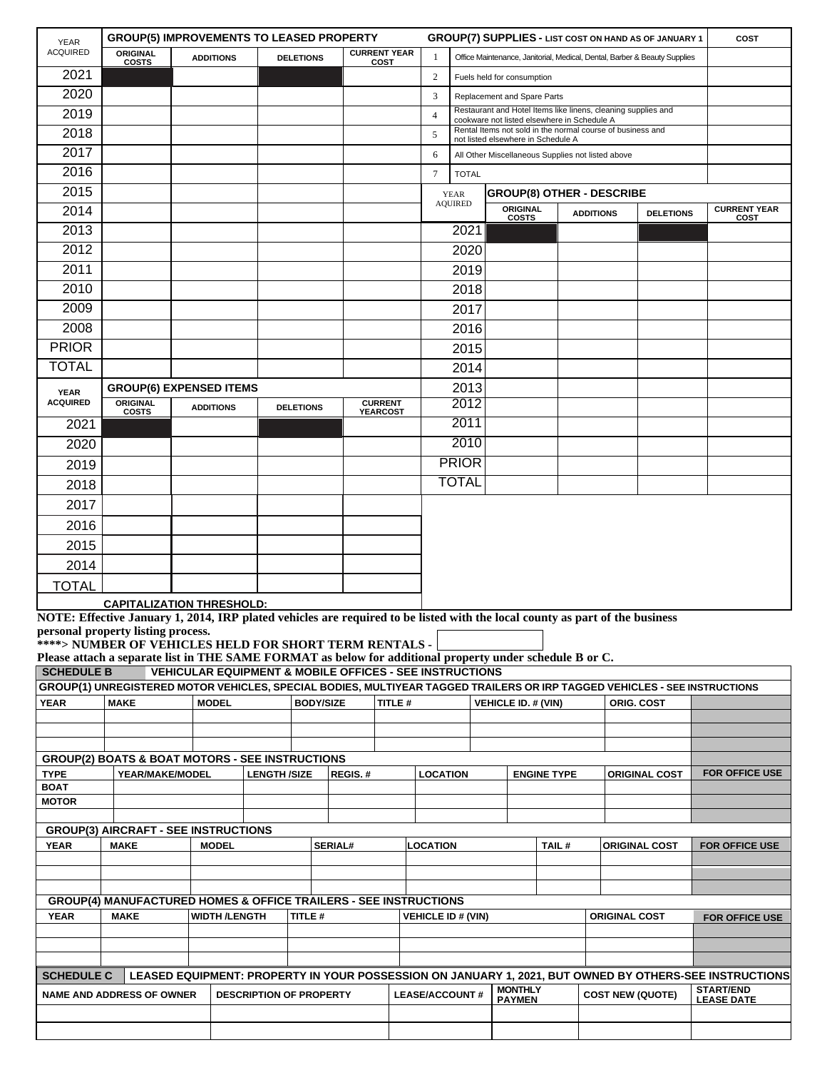| YEAR ACQUIRED | GROUP(5) IMPROVEMENTS TO LEASED PROPERTY | | | |
|---|---|---|---|---|
| | ORIGINAL COSTS | ADDITIONS | DELETIONS | CURRENT YEAR COST |
| 2021 | | | | |
| 2020 | | | | |
| 2019 | | | | |
| 2018 | | | | |
| 2017 | | | | |
| 2016 | | | | |
| 2015 | | | | |
| 2014 | | | | |
| 2013 | | | | |
| 2012 | | | | |
| 2011 | | | | |
| 2010 | | | | |
| 2009 | | | | |
| 2008 | | | | |
| PRIOR | | | | |
| TOTAL | | | | |

| | GROUP(7) SUPPLIES - LIST COST ON HAND AS OF JANUARY 1 | COST |
|---|---|---|
| 1 | Office Maintenance, Janitorial, Medical, Dental, Barber & Beauty Supplies | |
| 2 | Fuels held for consumption | |
| 3 | Replacement and Spare Parts | |
| 4 | Restaurant and Hotel Items like linens, cleaning supplies and cookware not listed elsewhere in Schedule A | |
| 5 | Rental Items not sold in the normal course of business and not listed elsewhere in Schedule A | |
| 6 | All Other Miscellaneous Supplies not listed above | |
| 7 | TOTAL | |

| YEAR AQUIRED | GROUP(8) OTHER - DESCRIBE | | | |
|---|---|---|---|---|
| | ORIGINAL COSTS | ADDITIONS | DELETIONS | CURRENT YEAR COST |
| 2021 | | | | |
| 2020 | | | | |
| 2019 | | | | |
| 2018 | | | | |
| 2017 | | | | |
| 2016 | | | | |
| 2015 | | | | |
| 2014 | | | | |
| 2013 | | | | |
| 2012 | | | | |
| 2011 | | | | |
| 2010 | | | | |
| PRIOR | | | | |
| TOTAL | | | | |

| YEAR ACQUIRED | GROUP(6) EXPENSED ITEMS | | | |
|---|---|---|---|---|
| | ORIGINAL COSTS | ADDITIONS | DELETIONS | CURRENT YEARCOST |
| 2021 | | | | |
| 2020 | | | | |
| 2019 | | | | |
| 2018 | | | | |
| 2017 | | | | |
| 2016 | | | | |
| 2015 | | | | |
| 2014 | | | | |
| TOTAL | | | | |

**CAPITALIZATION THRESHOLD:**

**NOTE: Effective January 1, 2014, IRP plated vehicles are required to be listed with the local county as part of the business personal property listing process.**

**\*\*\*\*> NUMBER OF VEHICLES HELD FOR SHORT TERM RENTALS -**

**Please attach a separate list in THE SAME FORMAT as below for additional property under schedule B or C.**

## SCHEDULE B VEHICULAR EQUIPMENT & MOBILE OFFICES - SEE INSTRUCTIONS

**GROUP(1) UNREGISTERED MOTOR VEHICLES, SPECIAL BODIES, MULTIYEAR TAGGED TRAILERS OR IRP TAGGED VEHICLES - SEE INSTRUCTIONS**

| YEAR | MAKE | MODEL | BODY/SIZE | TITLE # | VEHICLE ID. # (VIN) | ORIG. COST | |
|---|---|---|---|---|---|---|---|
| | | | | | | | |
| | | | | | | | |
| | | | | | | | |

**GROUP(2) BOATS & BOAT MOTORS - SEE INSTRUCTIONS**

| TYPE | YEAR/MAKE/MODEL | LENGTH /SIZE | REGIS. # | LOCATION | ENGINE TYPE | ORIGINAL COST | FOR OFFICE USE |
|---|---|---|---|---|---|---|---|
| BOAT | | | | | | | |
| MOTOR | | | | | | | |
| | | | | | | | |

**GROUP(3) AIRCRAFT - SEE INSTRUCTIONS**

| YEAR | MAKE | MODEL | SERIAL# | LOCATION | TAIL # | ORIGINAL COST | FOR OFFICE USE |
|---|---|---|---|---|---|---|---|
| | | | | | | | |
| | | | | | | | |
| | | | | | | | |

**GROUP(4) MANUFACTURED HOMES & OFFICE TRAILERS - SEE INSTRUCTIONS**

| YEAR | MAKE | WIDTH /LENGTH | TITLE # | VEHICLE ID # (VIN) | ORIGINAL COST | FOR OFFICE USE |
|---|---|---|---|---|---|---|
| | | | | | | |
| | | | | | | |
| | | | | | | |

## SCHEDULE C LEASED EQUIPMENT: PROPERTY IN YOUR POSSESSION ON JANUARY 1, 2021, BUT OWNED BY OTHERS-SEE INSTRUCTIONS

| NAME AND ADDRESS OF OWNER | DESCRIPTION OF PROPERTY | LEASE/ACCOUNT # | MONTHLY PAYMEN | COST NEW (QUOTE) | START/END LEASE DATE |
|---|---|---|---|---|---|
| | | | | | |
| | | | | | |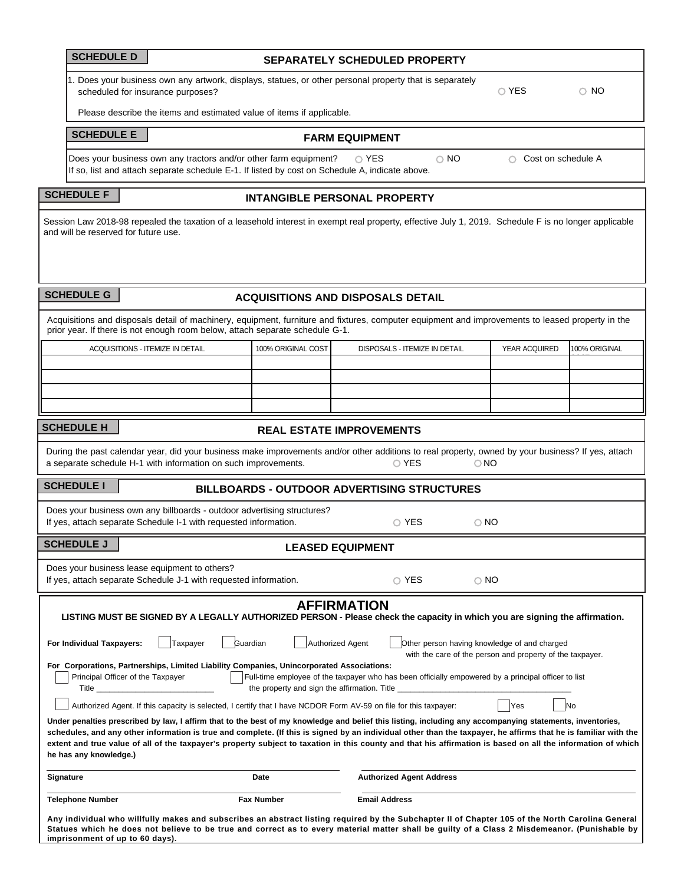## SCHEDULE D — SEPARATELY SCHEDULED PROPERTY

1. Does your business own any artwork, displays, statues, or other personal property that is separately scheduled for insurance purposes? ○ YES ○ NO

   Please describe the items and estimated value of items if applicable.

## SCHEDULE E — FARM EQUIPMENT

Does your business own any tractors and/or other farm equipment? ○ YES ○ NO ○ Cost on schedule A

If so, list and attach separate schedule E-1. If listed by cost on Schedule A, indicate above.

## SCHEDULE F — INTANGIBLE PERSONAL PROPERTY

Session Law 2018-98 repealed the taxation of a leasehold interest in exempt real property, effective July 1, 2019. Schedule F is no longer applicable and will be reserved for future use.

## SCHEDULE G — ACQUISITIONS AND DISPOSALS DETAIL

Acquisitions and disposals detail of machinery, equipment, furniture and fixtures, computer equipment and improvements to leased property in the prior year. If there is not enough room below, attach separate schedule G-1.

| ACQUISITIONS - ITEMIZE IN DETAIL | 100% ORIGINAL COST | DISPOSALS - ITEMIZE IN DETAIL | YEAR ACQUIRED | 100% ORIGINAL |
|---|---|---|---|---|
| | | | | |
| | | | | |
| | | | | |
| | | | | |

## SCHEDULE H — REAL ESTATE IMPROVEMENTS

During the past calendar year, did your business make improvements and/or other additions to real property, owned by your business? If yes, attach a separate schedule H-1 with information on such improvements. ○ YES ○ NO

## SCHEDULE I — BILLBOARDS - OUTDOOR ADVERTISING STRUCTURES

Does your business own any billboards - outdoor advertising structures?
If yes, attach separate Schedule I-1 with requested information. ○ YES ○ NO

## SCHEDULE J — LEASED EQUIPMENT

Does your business lease equipment to others?
If yes, attach separate Schedule J-1 with requested information. ○ YES ○ NO

## AFFIRMATION

**LISTING MUST BE SIGNED BY A LEGALLY AUTHORIZED PERSON - Please check the capacity in which you are signing the affirmation.**

**For Individual Taxpayers:** ☐ Taxpayer ☐ Guardian ☐ Authorized Agent ☐ Other person having knowledge of and charged with the care of the person and property of the taxpayer.

**For Corporations, Partnerships, Limited Liability Companies, Unincorporated Associations:**

☐ Principal Officer of the Taxpayer
Title ___________________________

☐ Full-time employee of the taxpayer who has been officially empowered by a principal officer to list the property and sign the affirmation. Title ________________________________________

☐ Authorized Agent. If this capacity is selected, I certify that I have NCDOR Form AV-59 on file for this taxpayer: ☐ Yes ☐ No

**Under penalties prescribed by law, I affirm that to the best of my knowledge and belief this listing, including any accompanying statements, inventories, schedules, and any other information is true and complete. (If this is signed by an individual other than the taxpayer, he affirms that he is familiar with the extent and true value of all of the taxpayer's property subject to taxation in this county and that his affirmation is based on all the information of which he has any knowledge.)**

| **Signature** | **Date** | **Authorized Agent Address** |
|---|---|---|
| **Telephone Number** | **Fax Number** | **Email Address** |

**Any individual who willfully makes and subscribes an abstract listing required by the Subchapter II of Chapter 105 of the North Carolina General Statues which he does not believe to be true and correct as to every material matter shall be guilty of a Class 2 Misdemeanor. (Punishable by imprisonment of up to 60 days).**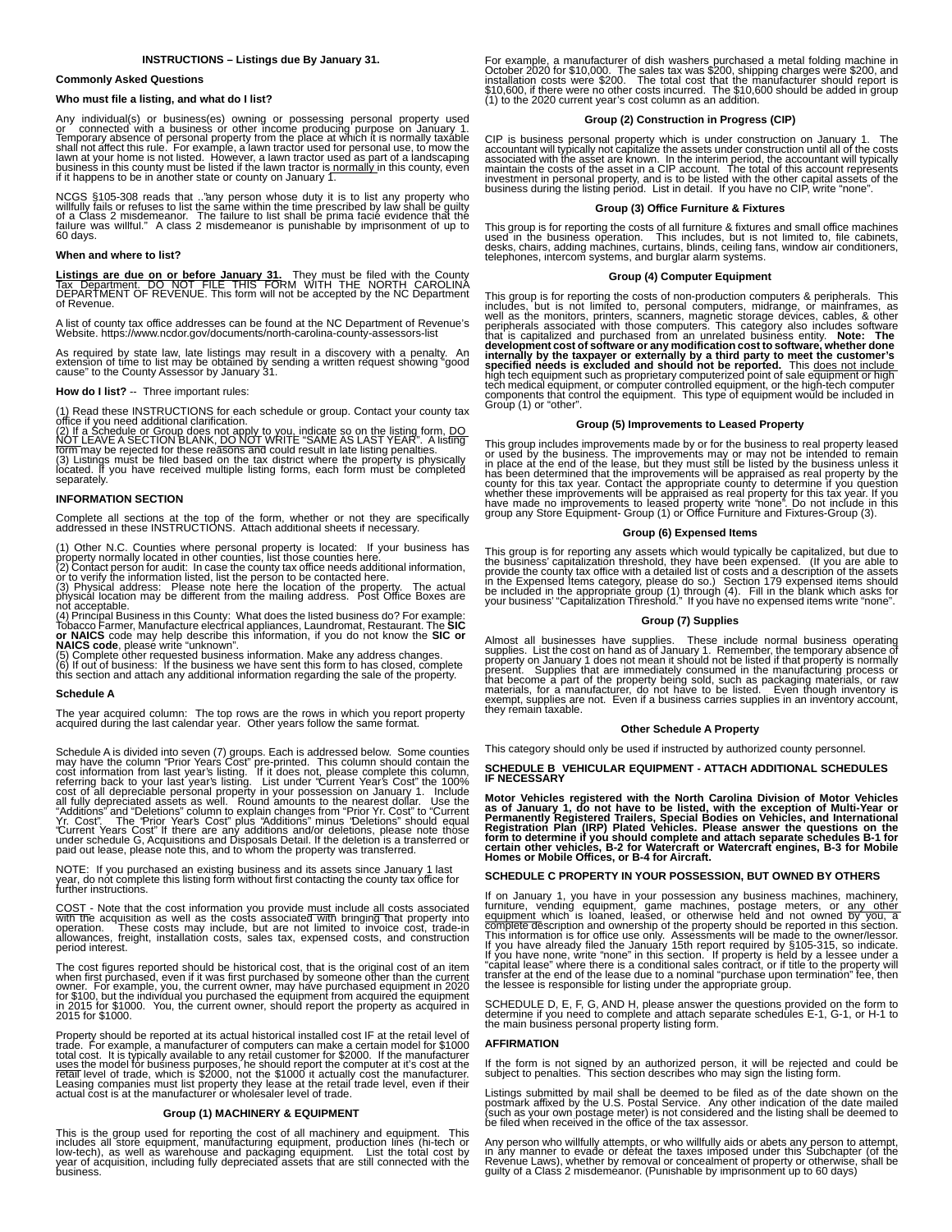## INSTRUCTIONS – Listings due By January 31.

### Commonly Asked Questions

**Who must file a listing, and what do I list?**

Any individual(s) or business(es) owning or possessing personal property used or connected with a business or other income producing purpose on January 1. Temporary absence of personal property from the place at which it is normally taxable shall not affect this rule. For example, a lawn tractor used for personal use, to mow the lawn at your home is not listed. However, a lawn tractor used as part of a landscaping business in this county must be listed if the lawn tractor is normally in this county, even if it happens to be in another state or county on January 1.

NCGS §105-308 reads that .."any person whose duty it is to list any property who willfully fails or refuses to list the same within the time prescribed by law shall be guilty of a Class 2 misdemeanor. The failure to list shall be prima facie evidence that the failure was willful." A class 2 misdemeanor is punishable by imprisonment of up to 60 days.

**When and where to list?**

**Listings are due on or before January 31.** They must be filed with the County Tax Department. DO NOT FILE THIS FORM WITH THE NORTH CAROLINA DEPARTMENT OF REVENUE. This form will not be accepted by the NC Department of Revenue.

A list of county tax office addresses can be found at the NC Department of Revenue's Website. https://www.ncdor.gov/documents/north-carolina-county-assessors-list

As required by state law, late listings may result in a discovery with a penalty. An extension of time to list may be obtained by sending a written request showing "good cause" to the County Assessor by January 31.

**How do I list?** -- Three important rules:

(1) Read these INSTRUCTIONS for each schedule or group. Contact your county tax office if you need additional clarification.
(2) If a Schedule or Group does not apply to you, indicate so on the listing form, DO NOT LEAVE A SECTION BLANK, DO NOT WRITE "SAME AS LAST YEAR". A listing form may be rejected for these reasons and could result in late listing penalties.
(3) Listings must be filed based on the tax district where the property is physically located. If you have received multiple listing forms, each form must be completed separately.

### INFORMATION SECTION

Complete all sections at the top of the form, whether or not they are specifically addressed in these INSTRUCTIONS. Attach additional sheets if necessary.

(1) Other N.C. Counties where personal property is located: If your business has property normally located in other counties, list those counties here.
(2) Contact person for audit: In case the county tax office needs additional information, or to verify the information listed, list the person to be contacted here.
(3) Physical address: Please note here the location of the property. The actual physical location may be different from the mailing address. Post Office Boxes are not acceptable.
(4) Principal Business in this County: What does the listed business do? For example: Tobacco Farmer, Manufacture electrical appliances, Laundromat, Restaurant. The **SIC or NAICS** code may help describe this information, if you do not know the **SIC or NAICS code**, please write "unknown".
(5) Complete other requested business information. Make any address changes.
(6) If out of business: If the business we have sent this form to has closed, complete this section and attach any additional information regarding the sale of the property.

### Schedule A

The year acquired column: The top rows are the rows in which you report property acquired during the last calendar year. Other years follow the same format.

Schedule A is divided into seven (7) groups. Each is addressed below. Some counties may have the column "Prior Years Cost" pre-printed. This column should contain the cost information from last year's listing. If it does not, please complete this column, referring back to your last year's listing. List under "Current Year's Cost" the 100% cost of all depreciable personal property in your possession on January 1. Include all fully depreciated assets as well. Round amounts to the nearest dollar. Use the "Additions" and "Deletions" column to explain changes from "Prior Yr. Cost" to "Current Yr. Cost". The "Prior Year's Cost" plus "Additions" minus "Deletions" should equal "Current Years Cost" If there are any additions and/or deletions, please note those under schedule G, Acquisitions and Disposals Detail. If the deletion is a transferred or paid out lease, please note this, and to whom the property was transferred.

NOTE: If you purchased an existing business and its assets since January 1 last year, do not complete this listing form without first contacting the county tax office for further instructions.

COST - Note that the cost information you provide must include all costs associated with the acquisition as well as the costs associated with bringing that property into operation. These costs may include, but are not limited to invoice cost, trade-in allowances, freight, installation costs, sales tax, expensed costs, and construction period interest.

The cost figures reported should be historical cost, that is the original cost of an item when first purchased, even if it was first purchased by someone other than the current owner. For example, you, the current owner, may have purchased equipment in 2020 for $100, but the individual you purchased the equipment from acquired the equipment in 2015 for $1000. You, the current owner, should report the property as acquired in 2015 for $1000.

Property should be reported at its actual historical installed cost IF at the retail level of trade. For example, a manufacturer of computers can make a certain model for $1000 total cost. It is typically available to any retail customer for $2000. If the manufacturer uses the model for business purposes, he should report the computer at it's cost at the retail level of trade, which is $2000, not the $1000 it actually cost the manufacturer. Leasing companies must list property they lease at the retail trade level, even if their actual cost is at the manufacturer or wholesaler level of trade.

#### Group (1) MACHINERY & EQUIPMENT

This is the group used for reporting the cost of all machinery and equipment. This includes all store equipment, manufacturing equipment, production lines (hi-tech or low-tech), as well as warehouse and packaging equipment. List the total cost by year of acquisition, including fully depreciated assets that are still connected with the business.

For example, a manufacturer of dish washers purchased a metal folding machine in October 2020 for $10,000. The sales tax was $200, shipping charges were $200, and installation costs were $200. The total cost that the manufacturer should report is $10,600, if there were no other costs incurred. The $10,600 should be added in group (1) to the 2020 current year's cost column as an addition.

#### Group (2) Construction in Progress (CIP)

CIP is business personal property which is under construction on January 1. The accountant will typically not capitalize the assets under construction until all of the costs associated with the asset are known. In the interim period, the accountant will typically maintain the costs of the asset in a CIP account. The total of this account represents investment in personal property, and is to be listed with the other capital assets of the business during the listing period. List in detail. If you have no CIP, write "none".

#### Group (3) Office Furniture & Fixtures

This group is for reporting the costs of all furniture & fixtures and small office machines used in the business operation. This includes, but is not limited to, file cabinets, desks, chairs, adding machines, curtains, blinds, ceiling fans, window air conditioners, telephones, intercom systems, and burglar alarm systems.

#### Group (4) Computer Equipment

This group is for reporting the costs of non-production computers & peripherals. This includes, but is not limited to, personal computers, midrange, or mainframes, as well as the monitors, printers, scanners, magnetic storage devices, cables, & other peripherals associated with those computers. This category also includes software that is capitalized and purchased from an unrelated business entity. **Note: The development cost of software or any modification cost to software, whether done internally by the taxpayer or externally by a third party to meet the customer's specified needs is excluded and should not be reported.** This does not include high tech equipment such as proprietary computerized point of sale equipment or high tech medical equipment, or computer controlled equipment, or the high-tech computer components that control the equipment. This type of equipment would be included in Group (1) or "other".

#### Group (5) Improvements to Leased Property

This group includes improvements made by or for the business to real property leased or used by the business. The improvements may or may not be intended to remain in place at the end of the lease, but they must still be listed by the business unless it has been determined that the improvements will be appraised as real property by the county for this tax year. Contact the appropriate county to determine if you question whether these improvements will be appraised as real property for this tax year. If you have made no improvements to leased property write "none". Do not include in this group any Store Equipment- Group (1) or Office Furniture and Fixtures-Group (3).

#### Group (6) Expensed Items

This group is for reporting any assets which would typically be capitalized, but due to the business' capitalization threshold, they have been expensed. (If you are able to provide the county tax office with a detailed list of costs and a description of the assets in the Expensed Items category, please do so.) Section 179 expensed items should be included in the appropriate group (1) through (4). Fill in the blank which asks for your business' "Capitalization Threshold." If you have no expensed items write "none".

#### Group (7) Supplies

Almost all businesses have supplies. These include normal business operating supplies. List the cost on hand as of January 1. Remember, the temporary absence of property on January 1 does not mean it should not be listed if that property is normally present. Supplies that are immediately consumed in the manufacturing process or that become a part of the property being sold, such as packaging materials, or raw materials, for a manufacturer, do not have to be listed. Even though inventory is exempt, supplies are not. Even if a business carries supplies in an inventory account, they remain taxable.

#### Other Schedule A Property

This category should only be used if instructed by authorized county personnel.

### SCHEDULE B VEHICULAR EQUIPMENT - ATTACH ADDITIONAL SCHEDULES IF NECESSARY

**Motor Vehicles registered with the North Carolina Division of Motor Vehicles as of January 1, do not have to be listed, with the exception of Multi-Year or Permanently Registered Trailers, Special Bodies on Vehicles, and International Registration Plan (IRP) Plated Vehicles. Please answer the questions on the form to determine if you should complete and attach separate schedules B-1 for certain other vehicles, B-2 for Watercraft or Watercraft engines, B-3 for Mobile Homes or Mobile Offices, or B-4 for Aircraft.**

### SCHEDULE C PROPERTY IN YOUR POSSESSION, BUT OWNED BY OTHERS

If on January 1, you have in your possession any business machines, machinery, furniture, vending equipment, game machines, postage meters, or any other equipment which is loaned, leased, or otherwise held and not owned by you, a complete description and ownership of the property should be reported in this section. This information is for office use only. Assessments will be made to the owner/lessor. If you have already filed the January 15th report required by §105-315, so indicate. If you have none, write "none" in this section. If property is held by a lessee under a "capital lease" where there is a conditional sales contract, or if title to the property will transfer at the end of the lease due to a nominal "purchase upon termination" fee, then the lessee is responsible for listing under the appropriate group.

SCHEDULE D, E, F, G, AND H, please answer the questions provided on the form to determine if you need to complete and attach separate schedules E-1, G-1, or H-1 to the main business personal property listing form.

### AFFIRMATION

If the form is not signed by an authorized person, it will be rejected and could be subject to penalties. This section describes who may sign the listing form.

Listings submitted by mail shall be deemed to be filed as of the date shown on the postmark affixed by the U.S. Postal Service. Any other indication of the date mailed (such as your own postage meter) is not considered and the listing shall be deemed to be filed when received in the office of the tax assessor.

Any person who willfully attempts, or who willfully aids or abets any person to attempt, in any manner to evade or defeat the taxes imposed under this Subchapter (of the Revenue Laws), whether by removal or concealment of property or otherwise, shall be guilty of a Class 2 misdemeanor. (Punishable by imprisonment up to 60 days)